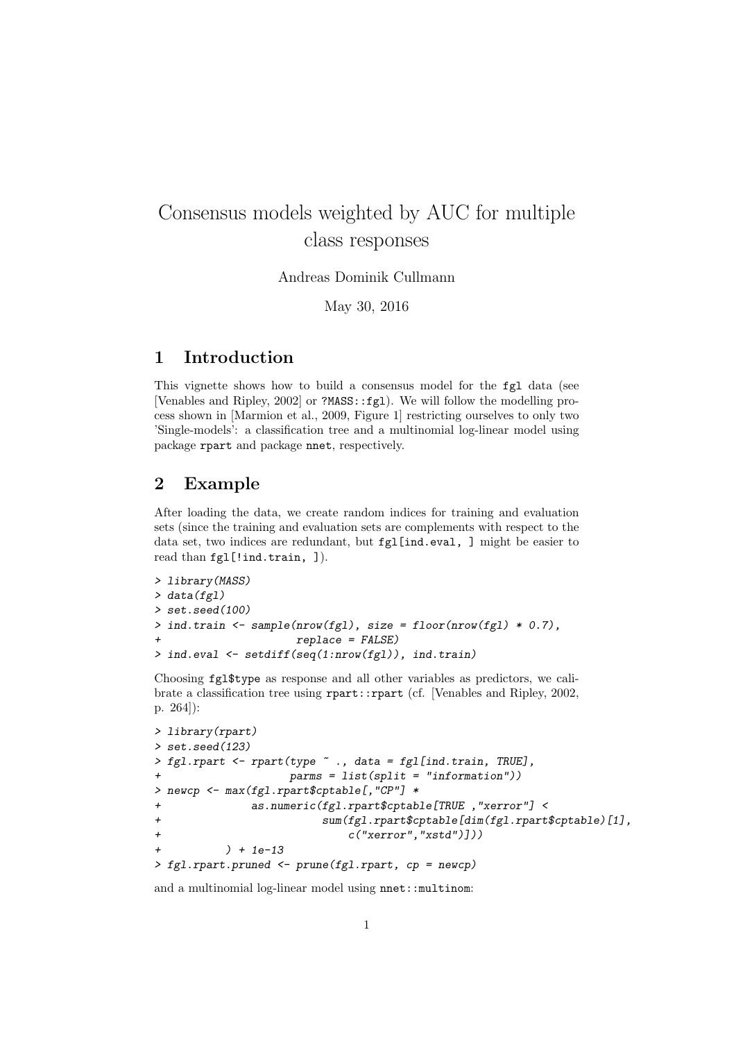# Consensus models weighted by AUC for multiple class responses

Andreas Dominik Cullmann

May 30, 2016

## 1 Introduction

This vignette shows how to build a consensus model for the `fgl` data (see [Venables and Ripley, 2002] or `?MASS::fgl`). We will follow the modelling process shown in [Marmion et al., 2009, Figure 1] restricting ourselves to only two 'Single-models': a classification tree and a multinomial log-linear model using package `rpart` and package `nnet`, respectively.

## 2 Example

After loading the data, we create random indices for training and evaluation sets (since the training and evaluation sets are complements with respect to the data set, two indices are redundant, but `fgl[ind.eval, ]` might be easier to read than `fgl[!ind.train, ]`).

```
> library(MASS)
> data(fgl)
> set.seed(100)
> ind.train <- sample(nrow(fgl), size = floor(nrow(fgl) * 0.7),
+                     replace = FALSE)
> ind.eval <- setdiff(seq(1:nrow(fgl)), ind.train)
```

Choosing `fgl$type` as response and all other variables as predictors, we calibrate a classification tree using `rpart::rpart` (cf. [Venables and Ripley, 2002, p. 264]):

```
> library(rpart)
> set.seed(123)
> fgl.rpart <- rpart(type ~ ., data = fgl[ind.train, TRUE],
+                    parms = list(split = "information"))
> newcp <- max(fgl.rpart$cptable[,"CP"] *
+              as.numeric(fgl.rpart$cptable[TRUE ,"xerror"] <
+                         sum(fgl.rpart$cptable[dim(fgl.rpart$cptable)[1],
+                              c("xerror","xstd")]))
+          ) + 1e-13
> fgl.rpart.pruned <- prune(fgl.rpart, cp = newcp)
```

and a multinomial log-linear model using `nnet::multinom`: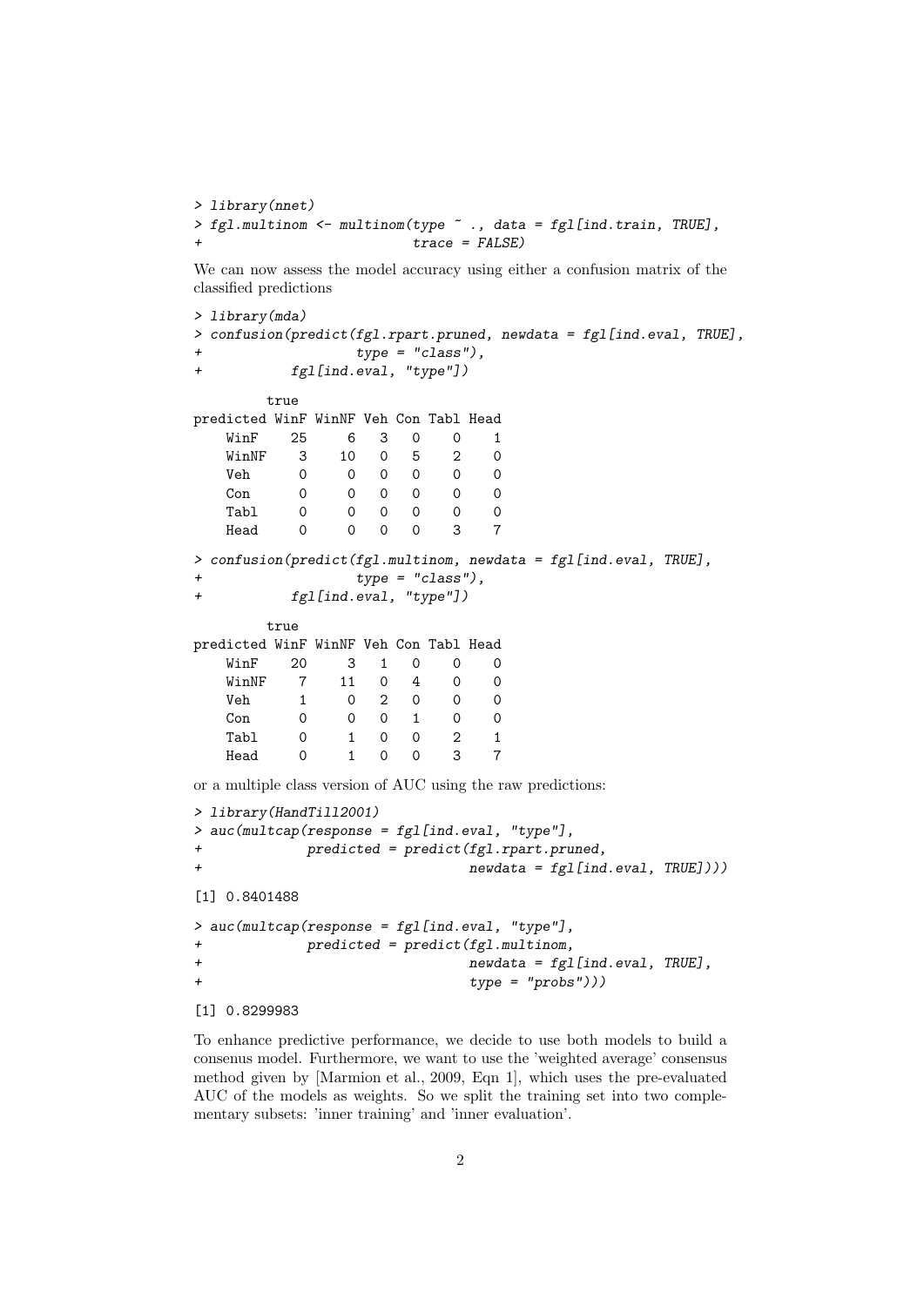```
> library(nnet)
> fgl.multinom <- multinom(type ~ ., data = fgl[ind.train, TRUE],
+                          trace = FALSE)
```

We can now assess the model accuracy using either a confusion matrix of the classified predictions

```
> library(mda)
> confusion(predict(fgl.rpart.pruned, newdata = fgl[ind.eval, TRUE],
+                   type = "class"),
+           fgl[ind.eval, "type"])

         true
predicted WinF WinNF Veh Con Tabl Head
    WinF    25     6   3   0    0    1
    WinNF    3    10   0   5    2    0
    Veh      0     0   0   0    0    0
    Con      0     0   0   0    0    0
    Tabl     0     0   0   0    0    0
    Head     0     0   0   0    3    7

> confusion(predict(fgl.multinom, newdata = fgl[ind.eval, TRUE],
+                   type = "class"),
+           fgl[ind.eval, "type"])

         true
predicted WinF WinNF Veh Con Tabl Head
    WinF    20     3   1   0    0    0
    WinNF    7    11   0   4    0    0
    Veh      1     0   2   0    0    0
    Con      0     0   0   1    0    0
    Tabl     0     1   0   0    2    1
    Head     0     1   0   0    3    7
```

or a multiple class version of AUC using the raw predictions:

```
> library(HandTill2001)
> auc(multcap(response = fgl[ind.eval, "type"],
+             predicted = predict(fgl.rpart.pruned,
+                                 newdata = fgl[ind.eval, TRUE])))

[1] 0.8401488

> auc(multcap(response = fgl[ind.eval, "type"],
+             predicted = predict(fgl.multinom,
+                                 newdata = fgl[ind.eval, TRUE],
+                                 type = "probs")))

[1] 0.8299983
```

To enhance predictive performance, we decide to use both models to build a consenus model. Furthermore, we want to use the 'weighted average' consensus method given by [Marmion et al., 2009, Eqn 1], which uses the pre-evaluated AUC of the models as weights. So we split the training set into two complementary subsets: 'inner training' and 'inner evaluation'.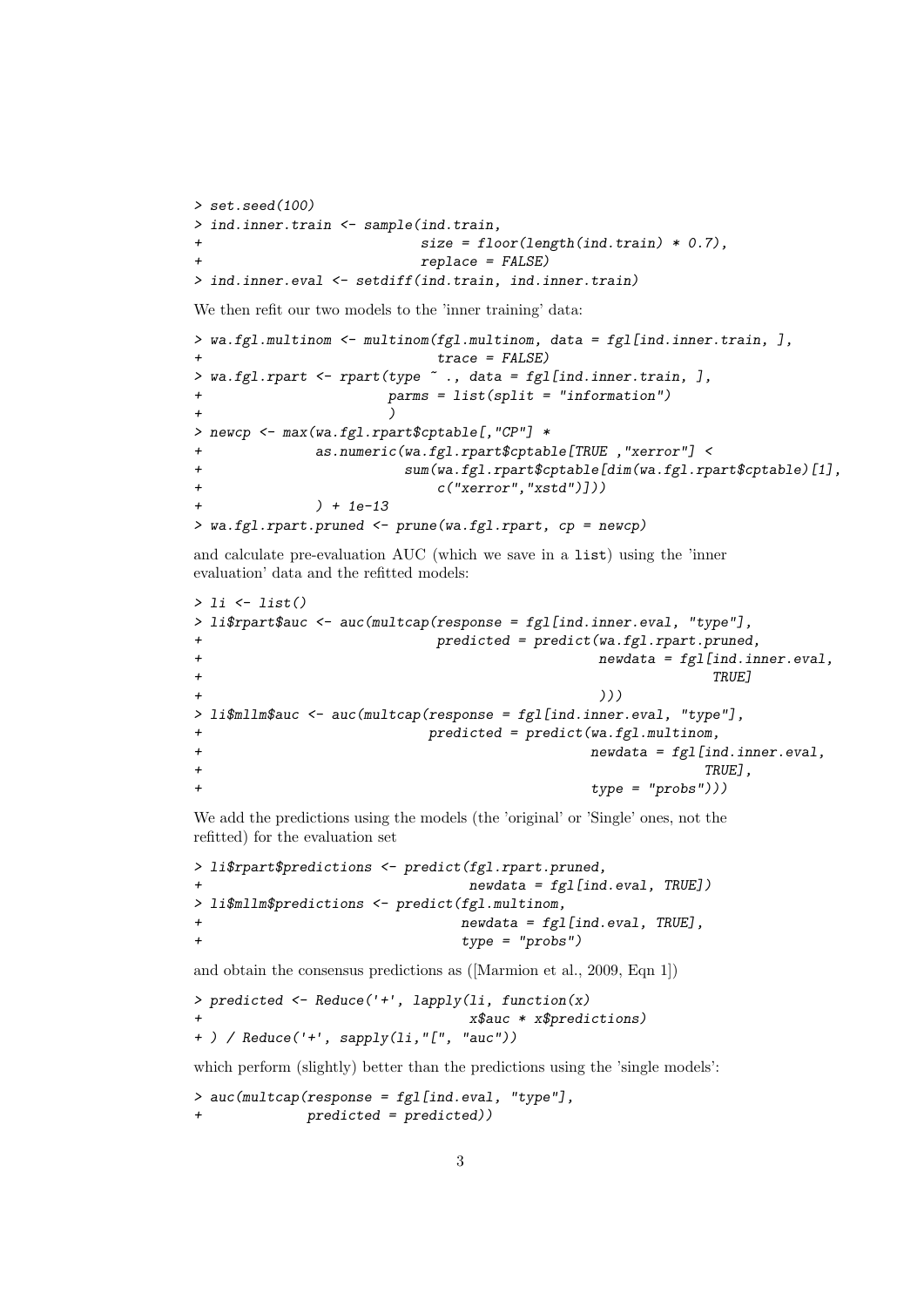```
> set.seed(100)
> ind.inner.train <- sample(ind.train,
+                           size = floor(length(ind.train) * 0.7),
+                           replace = FALSE)
> ind.inner.eval <- setdiff(ind.train, ind.inner.train)
```

We then refit our two models to the 'inner training' data:

```
> wa.fgl.multinom <- multinom(fgl.multinom, data = fgl[ind.inner.train, ],
+                             trace = FALSE)
> wa.fgl.rpart <- rpart(type ~ ., data = fgl[ind.inner.train, ],
+                       parms = list(split = "information")
+                       )
> newcp <- max(wa.fgl.rpart$cptable[,"CP"] *
+              as.numeric(wa.fgl.rpart$cptable[TRUE ,"xerror"] <
+                         sum(wa.fgl.rpart$cptable[dim(wa.fgl.rpart$cptable)[1],
+                             c("xerror","xstd")]))
+              ) + 1e-13
> wa.fgl.rpart.pruned <- prune(wa.fgl.rpart, cp = newcp)
```

and calculate pre-evaluation AUC (which we save in a `list`) using the 'inner evaluation' data and the refitted models:

```
> li <- list()
> li$rpart$auc <- auc(multcap(response = fgl[ind.inner.eval, "type"],
+                             predicted = predict(wa.fgl.rpart.pruned,
+                                                 newdata = fgl[ind.inner.eval,
+                                                               TRUE]
+                                                 )))
> li$mllm$auc <- auc(multcap(response = fgl[ind.inner.eval, "type"],
+                            predicted = predict(wa.fgl.multinom,
+                                                newdata = fgl[ind.inner.eval,
+                                                              TRUE],
+                                                type = "probs")))
```

We add the predictions using the models (the 'original' or 'Single' ones, not the refitted) for the evaluation set

```
> li$rpart$predictions <- predict(fgl.rpart.pruned,
+                                 newdata = fgl[ind.eval, TRUE])
> li$mllm$predictions <- predict(fgl.multinom,
+                                newdata = fgl[ind.eval, TRUE],
+                                type = "probs")
```

and obtain the consensus predictions as ([Marmion et al., 2009, Eqn 1])

```
> predicted <- Reduce('+', lapply(li, function(x)
+                                 x$auc * x$predictions)
+ ) / Reduce('+', sapply(li,"[", "auc"))
```

which perform (slightly) better than the predictions using the 'single models':

```
> auc(multcap(response = fgl[ind.eval, "type"],
+             predicted = predicted))
```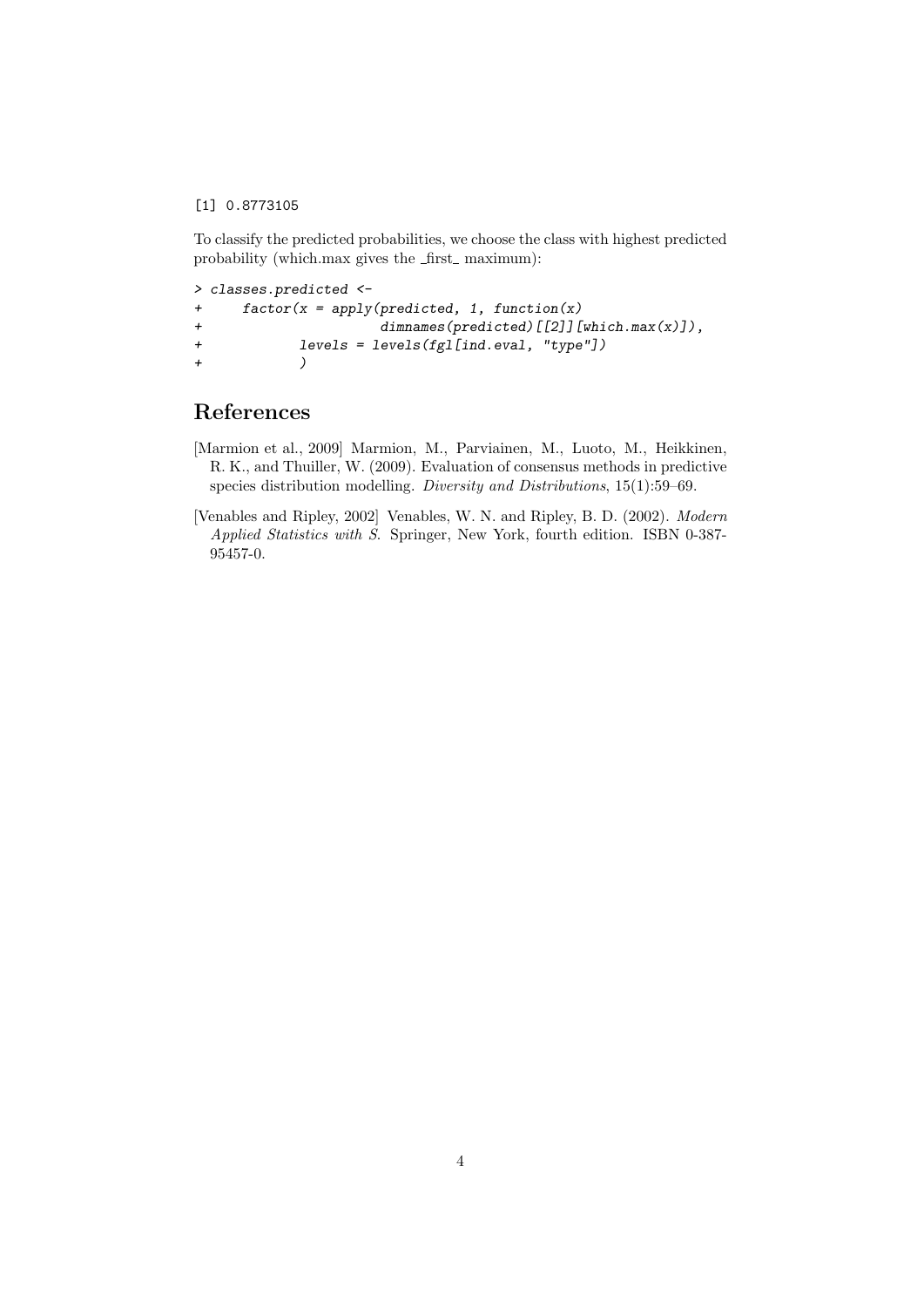```
[1] 0.8773105
```

To classify the predicted probabilities, we choose the class with highest predicted probability (which.max gives the _first_ maximum):

```
> classes.predicted <-
+     factor(x = apply(predicted, 1, function(x)
+                      dimnames(predicted)[[2]][which.max(x)]),
+            levels = levels(fgl[ind.eval, "type"])
+            )
```

## References

[Marmion et al., 2009] Marmion, M., Parviainen, M., Luoto, M., Heikkinen, R. K., and Thuiller, W. (2009). Evaluation of consensus methods in predictive species distribution modelling. *Diversity and Distributions*, 15(1):59–69.

[Venables and Ripley, 2002] Venables, W. N. and Ripley, B. D. (2002). *Modern Applied Statistics with S*. Springer, New York, fourth edition. ISBN 0-387-95457-0.